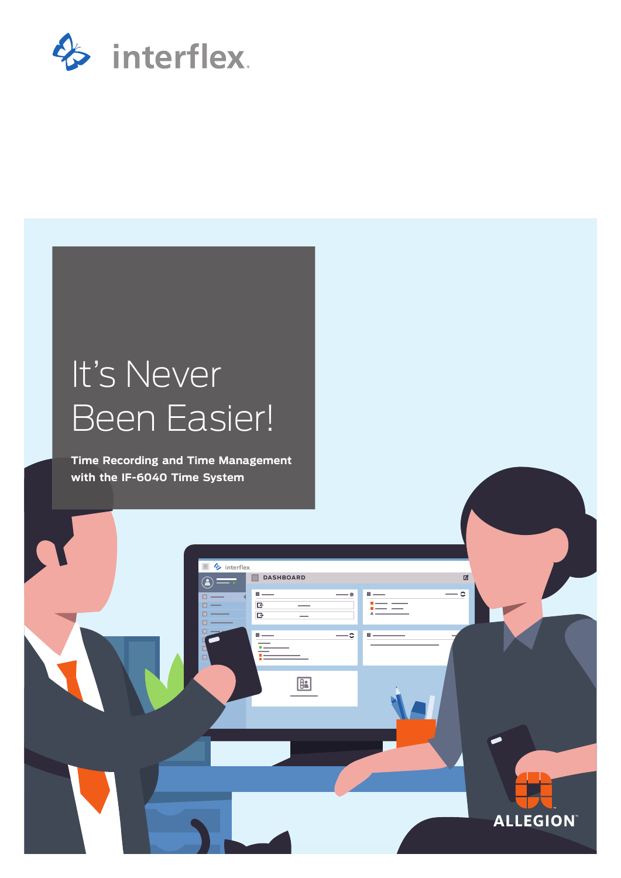interflex

# It's Never Been Easier!

**Time Recording and Time Management with the IF-6040 Time System**

ALLEGION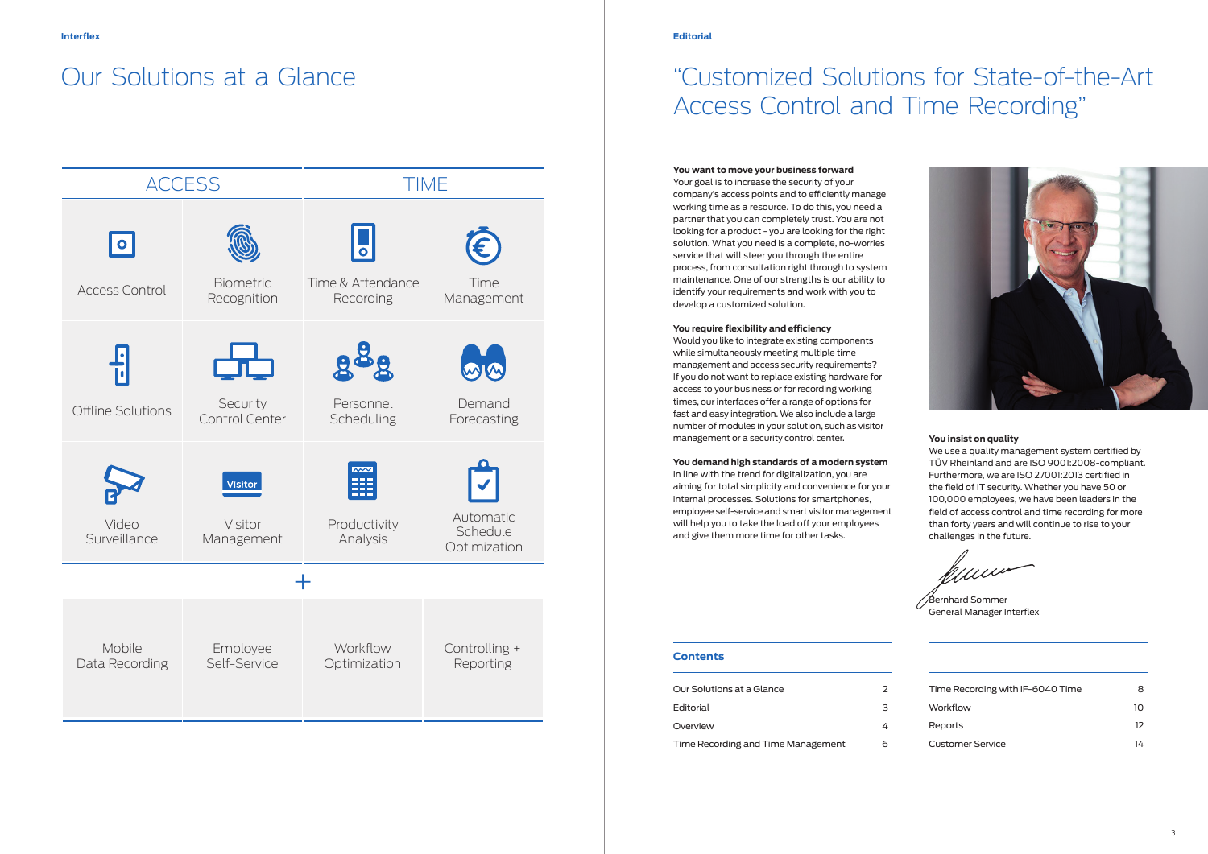# Our Solutions at a Glance

| ACCESS | | TIME | |
|---|---|---|---|
| Access Control | Biometric Recognition | Time & Attendance Recording | Time Management |
| Offline Solutions | Security Control Center | Personnel Scheduling | Demand Forecasting |
| Video Surveillance | Visitor Management | Productivity Analysis | Automatic Schedule Optimization |
| + | | | |
| Mobile Data Recording | Employee Self-Service | Workflow Optimization | Controlling + Reporting |

Editorial

# “Customized Solutions for State-of-the-Art Access Control and Time Recording”

**You want to move your business forward**
Your goal is to increase the security of your company's access points and to efficiently manage working time as a resource. To do this, you need a partner that you can completely trust. You are not looking for a product - you are looking for the right solution. What you need is a complete, no-worries service that will steer you through the entire process, from consultation right through to system maintenance. One of our strengths is our ability to identify your requirements and work with you to develop a customized solution.

**You require flexibility and efficiency**
Would you like to integrate existing components while simultaneously meeting multiple time management and access security requirements? If you do not want to replace existing hardware for access to your business or for recording working times, our interfaces offer a range of options for fast and easy integration. We also include a large number of modules in your solution, such as visitor management or a security control center.

**You demand high standards of a modern system**
In line with the trend for digitalization, you are aiming for total simplicity and convenience for your internal processes. Solutions for smartphones, employee self-service and smart visitor management will help you to take the load off your employees and give them more time for other tasks.

**You insist on quality**
We use a quality management system certified by TÜV Rheinland and are ISO 9001:2008-compliant. Furthermore, we are ISO 27001:2013 certified in the field of IT security. Whether you have 50 or 100,000 employees, we have been leaders in the field of access control and time recording for more than forty years and will continue to rise to your challenges in the future.

Bernhard Sommer
General Manager Interflex

## Contents

| | |
|---|---|
| Our Solutions at a Glance | 2 |
| Editorial | 3 |
| Overview | 4 |
| Time Recording and Time Management | 6 |
| Time Recording with IF-6040 Time | 8 |
| Workflow | 10 |
| Reports | 12 |
| Customer Service | 14 |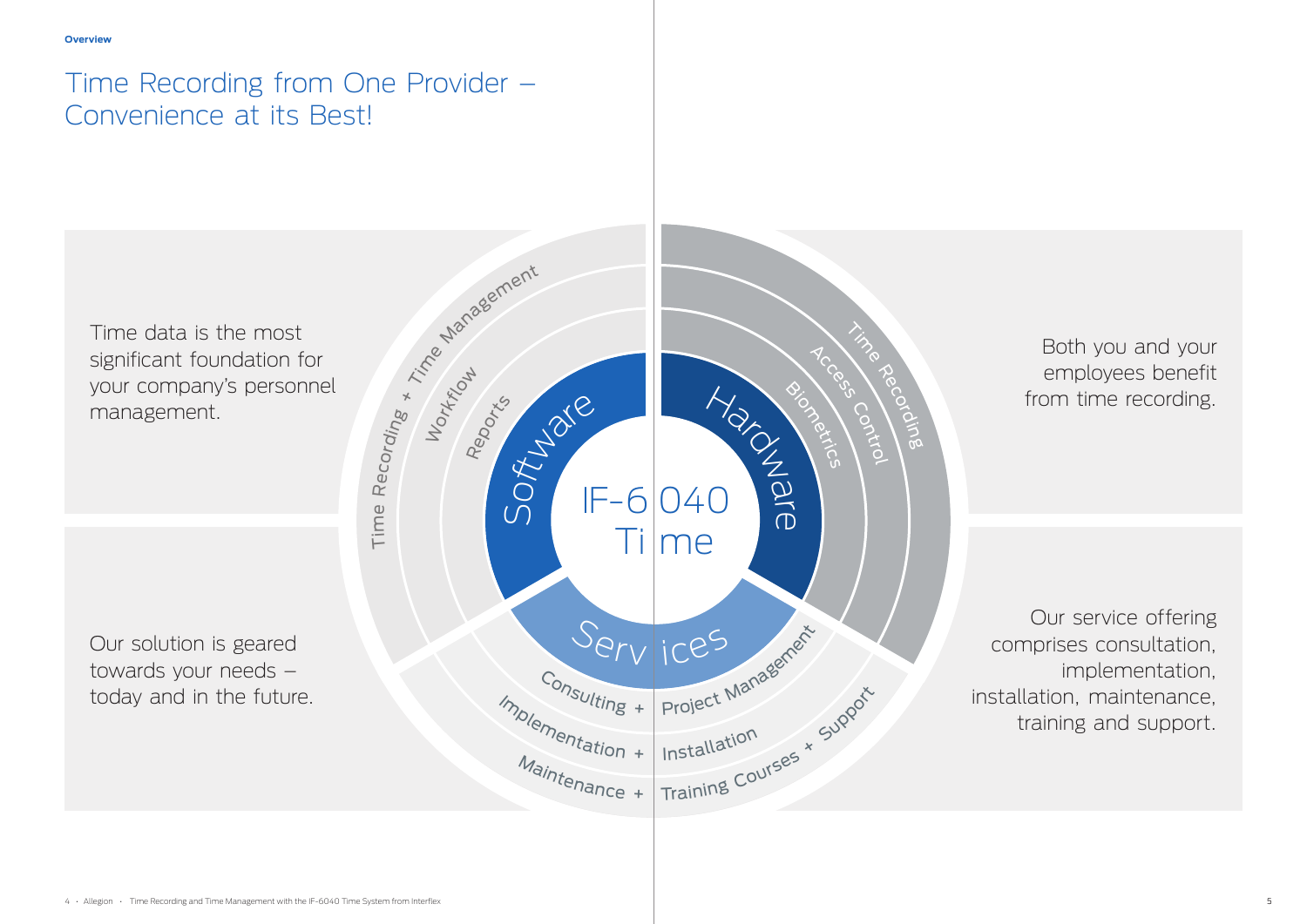Overview

# Time Recording from One Provider – Convenience at its Best!

Time data is the most significant foundation for your company's personnel management.

Our solution is geared towards your needs – today and in the future.

IF-6040 Time

**Software**
- Time Recording + Time Management
- Workflow
- Reports

**Hardware**
- Time Recording
- Access Control
- Biometrics

**Services**
- Consulting + Project Management
- Implementation + Installation
- Maintenance + Training Courses + Support

Both you and your employees benefit from time recording.

Our service offering comprises consultation, implementation, installation, maintenance, training and support.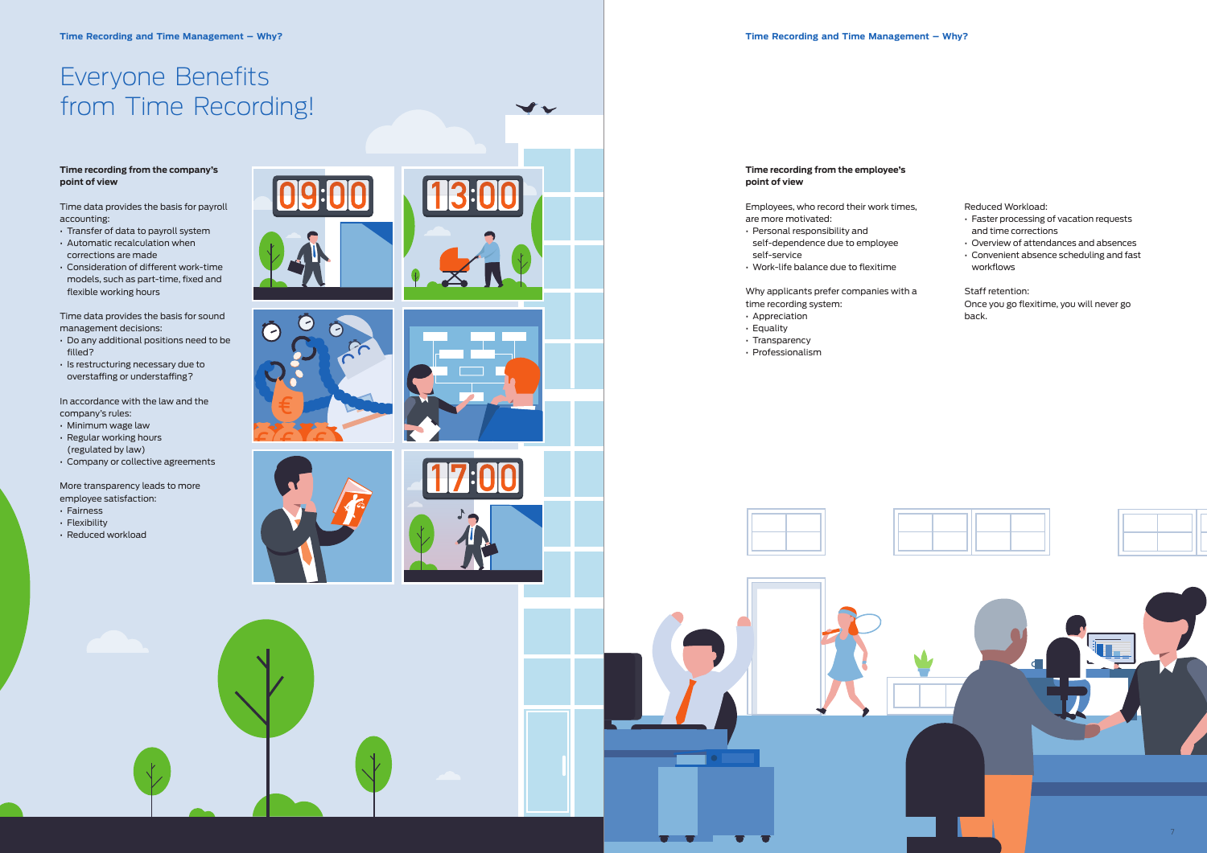# Everyone Benefits from Time Recording!

**Time recording from the company's point of view**

Time data provides the basis for payroll accounting:

- Transfer of data to payroll system
- Automatic recalculation when corrections are made
- Consideration of different work-time models, such as part-time, fixed and flexible working hours

Time data provides the basis for sound management decisions:

- Do any additional positions need to be filled?
- Is restructuring necessary due to overstaffing or understaffing?

In accordance with the law and the company's rules:

- Minimum wage law
- Regular working hours (regulated by law)
- Company or collective agreements

More transparency leads to more employee satisfaction:

- Fairness
- Flexibility
- Reduced workload

**Time recording from the employee's point of view**

Employees, who record their work times, are more motivated:

- Personal responsibility and self-dependence due to employee self-service
- Work-life balance due to flexitime

Why applicants prefer companies with a time recording system:

- Appreciation
- Equality
- Transparency
- Professionalism

Reduced Workload:

- Faster processing of vacation requests and time corrections
- Overview of attendances and absences
- Convenient absence scheduling and fast workflows

Staff retention:

Once you go flexitime, you will never go back.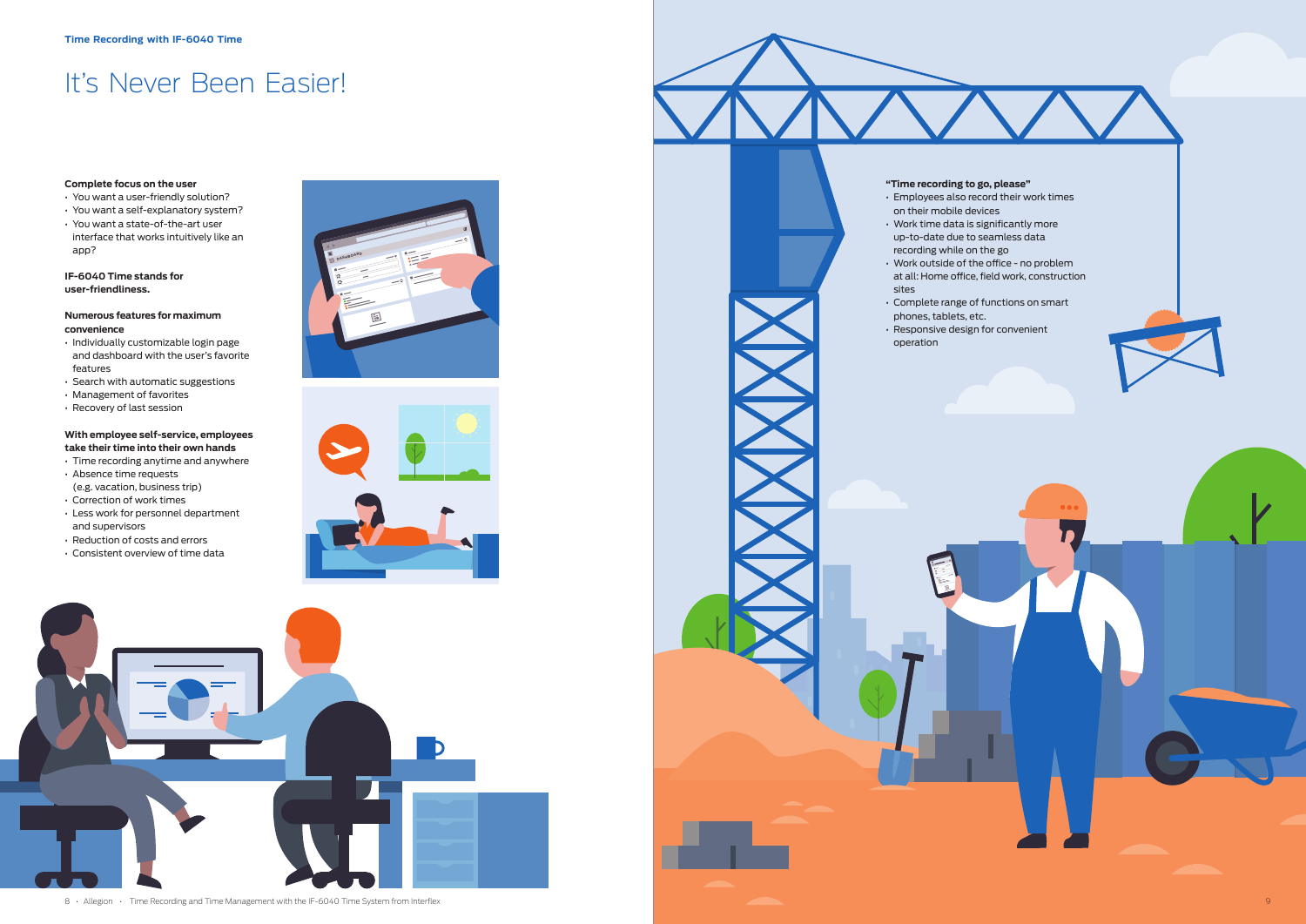Time Recording with IF-6040 Time

# It's Never Been Easier!

**Complete focus on the user**

- You want a user-friendly solution?
- You want a self-explanatory system?
- You want a state-of-the-art user interface that works intuitively like an app?

**IF-6040 Time stands for user-friendliness.**

**Numerous features for maximum convenience**

- Individually customizable login page and dashboard with the user's favorite features
- Search with automatic suggestions
- Management of favorites
- Recovery of last session

**With employee self-service, employees take their time into their own hands**

- Time recording anytime and anywhere
- Absence time requests (e.g. vacation, business trip)
- Correction of work times
- Less work for personnel department and supervisors
- Reduction of costs and errors
- Consistent overview of time data

**"Time recording to go, please"**

- Employees also record their work times on their mobile devices
- Work time data is significantly more up-to-date due to seamless data recording while on the go
- Work outside of the office - no problem at all: Home office, field work, construction sites
- Complete range of functions on smart phones, tablets, etc.
- Responsive design for convenient operation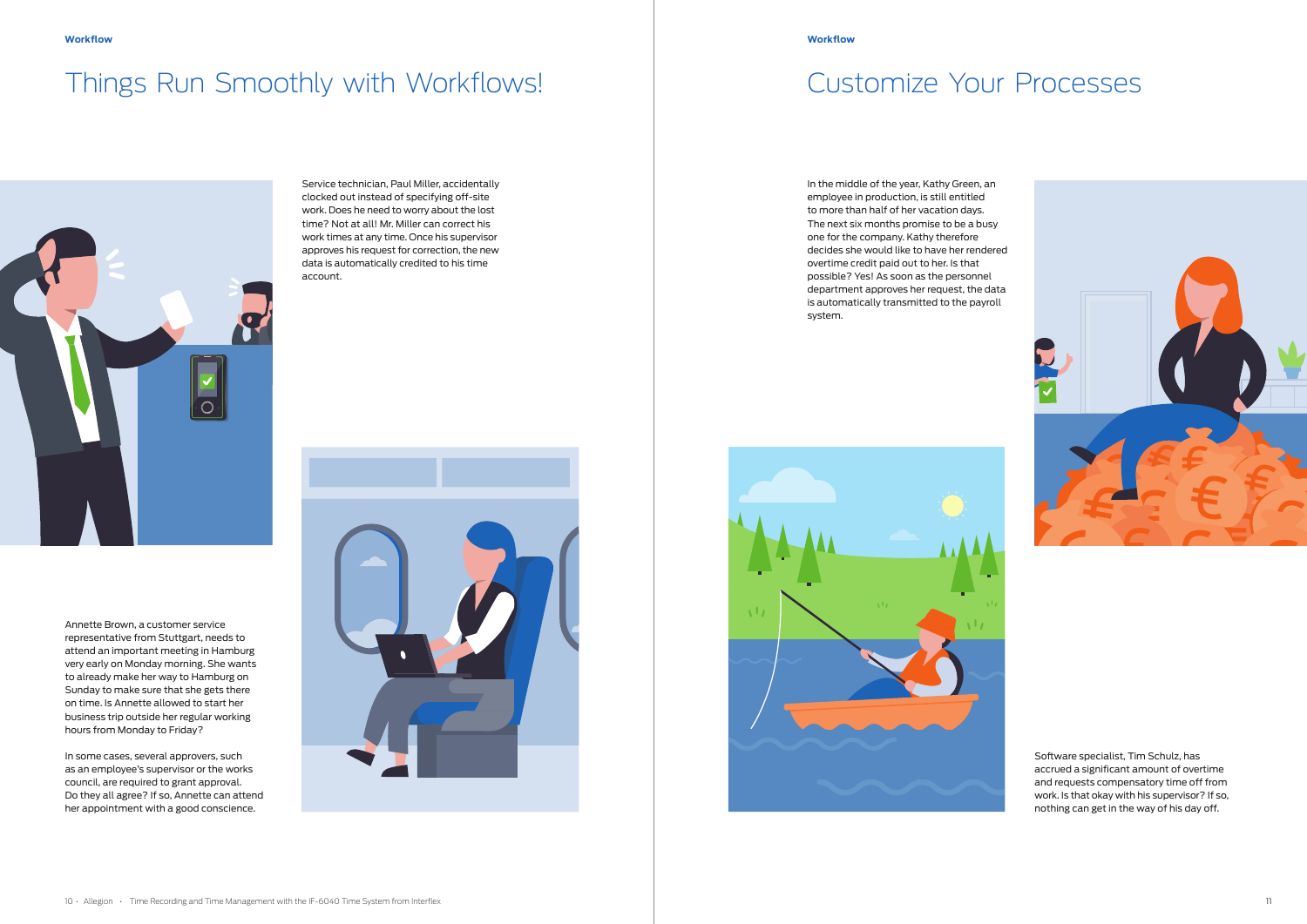# Things Run Smoothly with Workflows!

Service technician, Paul Miller, accidentally clocked out instead of specifying off-site work. Does he need to worry about the lost time? Not at all! Mr. Miller can correct his work times at any time. Once his supervisor approves his request for correction, the new data is automatically credited to his time account.

Annette Brown, a customer service representative from Stuttgart, needs to attend an important meeting in Hamburg very early on Monday morning. She wants to already make her way to Hamburg on Sunday to make sure that she gets there on time. Is Annette allowed to start her business trip outside her regular working hours from Monday to Friday?

In some cases, several approvers, such as an employee's supervisor or the works council, are required to grant approval. Do they all agree? If so, Annette can attend her appointment with a good conscience.

# Customize Your Processes

In the middle of the year, Kathy Green, an employee in production, is still entitled to more than half of her vacation days. The next six months promise to be a busy one for the company. Kathy therefore decides she would like to have her rendered overtime credit paid out to her. Is that possible? Yes! As soon as the personnel department approves her request, the data is automatically transmitted to the payroll system.

Software specialist, Tim Schulz, has accrued a significant amount of overtime and requests compensatory time off from work. Is that okay with his supervisor? If so, nothing can get in the way of his day off.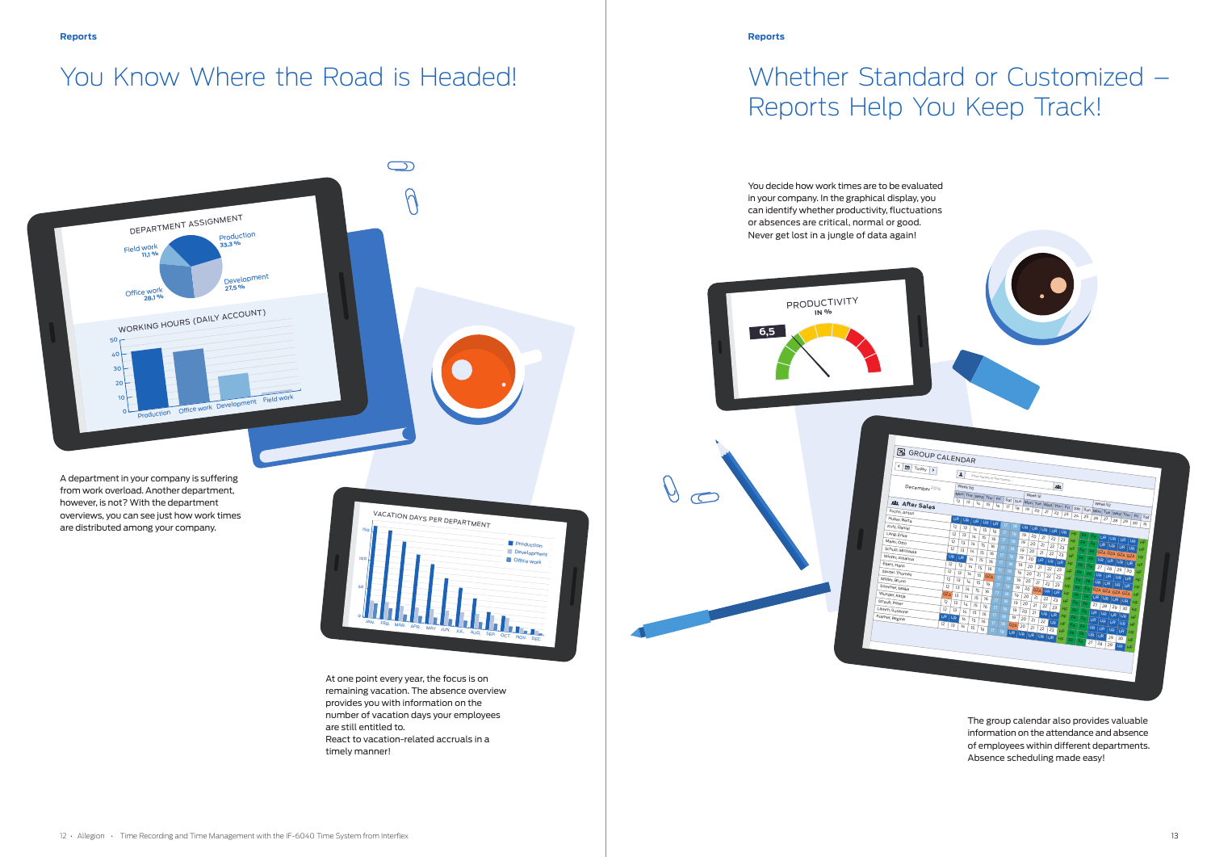# You Know Where the Road is Headed!

A department in your company is suffering from work overload. Another department, however, is not? With the department overviews, you can see just how work times are distributed among your company.

At one point every year, the focus is on remaining vacation. The absence overview provides you with information on the number of vacation days your employees are still entitled to.
React to vacation-related accruals in a timely manner!

# Whether Standard or Customized – Reports Help You Keep Track!

You decide how work times are to be evaluated in your company. In the graphical display, you can identify whether productivity, fluctuations or absences are critical, normal or good. Never get lost in a jungle of data again!

The group calendar also provides valuable information on the attendance and absence of employees within different departments. Absence scheduling made easy!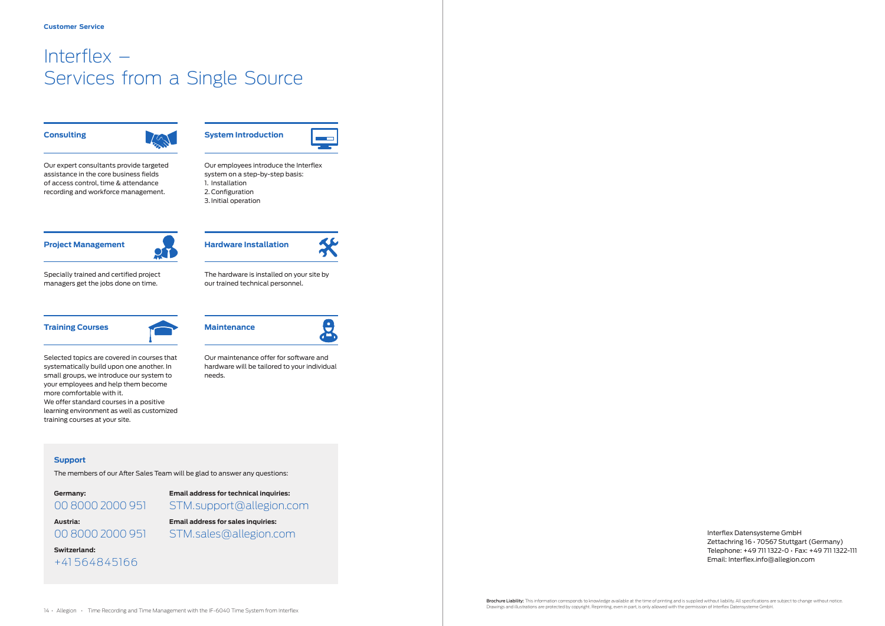Customer Service

# Interflex – Services from a Single Source

### Consulting

Our expert consultants provide targeted assistance in the core business fields of access control, time & attendance recording and workforce management.

### System Introduction

Our employees introduce the Interflex system on a step-by-step basis:
1. Installation
2. Configuration
3. Initial operation

### Project Management

Specially trained and certified project managers get the jobs done on time.

### Hardware Installation

The hardware is installed on your site by our trained technical personnel.

### Training Courses

Selected topics are covered in courses that systematically build upon one another. In small groups, we introduce our system to your employees and help them become more comfortable with it.
We offer standard courses in a positive learning environment as well as customized training courses at your site.

### Maintenance

Our maintenance offer for software and hardware will be tailored to your individual needs.

### Support

The members of our After Sales Team will be glad to answer any questions:

**Germany:**
00 8000 2000 951

**Austria:**
00 8000 2000 951

**Switzerland:**
+41 564845166

**Email address for technical inquiries:**
STM.support@allegion.com

**Email address for sales inquiries:**
STM.sales@allegion.com

Interflex Datensysteme GmbH
Zettachring 16 · 70567 Stuttgart (Germany)
Telephone: +49 711 1322-0 · Fax: +49 711 1322-111
Email: Interflex.info@allegion.com

**Brochure Liability:** This information corresponds to knowledge available at the time of printing and is supplied without liability. All specifications are subject to change without notice. Drawings and illustrations are protected by copyright. Reprinting, even in part, is only allowed with the permission of Interflex Datensysteme GmbH.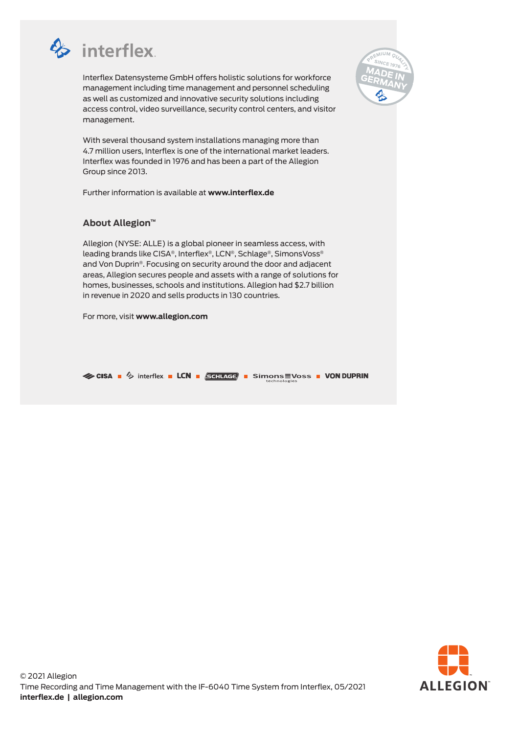# interflex

Interflex Datensysteme GmbH offers holistic solutions for workforce management including time management and personnel scheduling as well as customized and innovative security solutions including access control, video surveillance, security control centers, and visitor management.

With several thousand system installations managing more than 4.7 million users, Interflex is one of the international market leaders. Interflex was founded in 1976 and has been a part of the Allegion Group since 2013.

Further information is available at **www.interflex.de**

PREMIUM QUALITY SINCE 1976 MADE IN GERMANY

## About Allegion™

Allegion (NYSE: ALLE) is a global pioneer in seamless access, with leading brands like CISA®, Interflex®, LCN®, Schlage®, SimonsVoss® and Von Duprin®. Focusing on security around the door and adjacent areas, Allegion secures people and assets with a range of solutions for homes, businesses, schools and institutions. Allegion had $2.7 billion in revenue in 2020 and sells products in 130 countries.

For more, visit **www.allegion.com**

CISA ■ interflex ■ LCN ■ SCHLAGE ■ SimonsVoss technologies ■ VON DUPRIN

© 2021 Allegion
Time Recording and Time Management with the IF-6040 Time System from Interflex, 05/2021
**interflex.de | allegion.com**

ALLEGION™